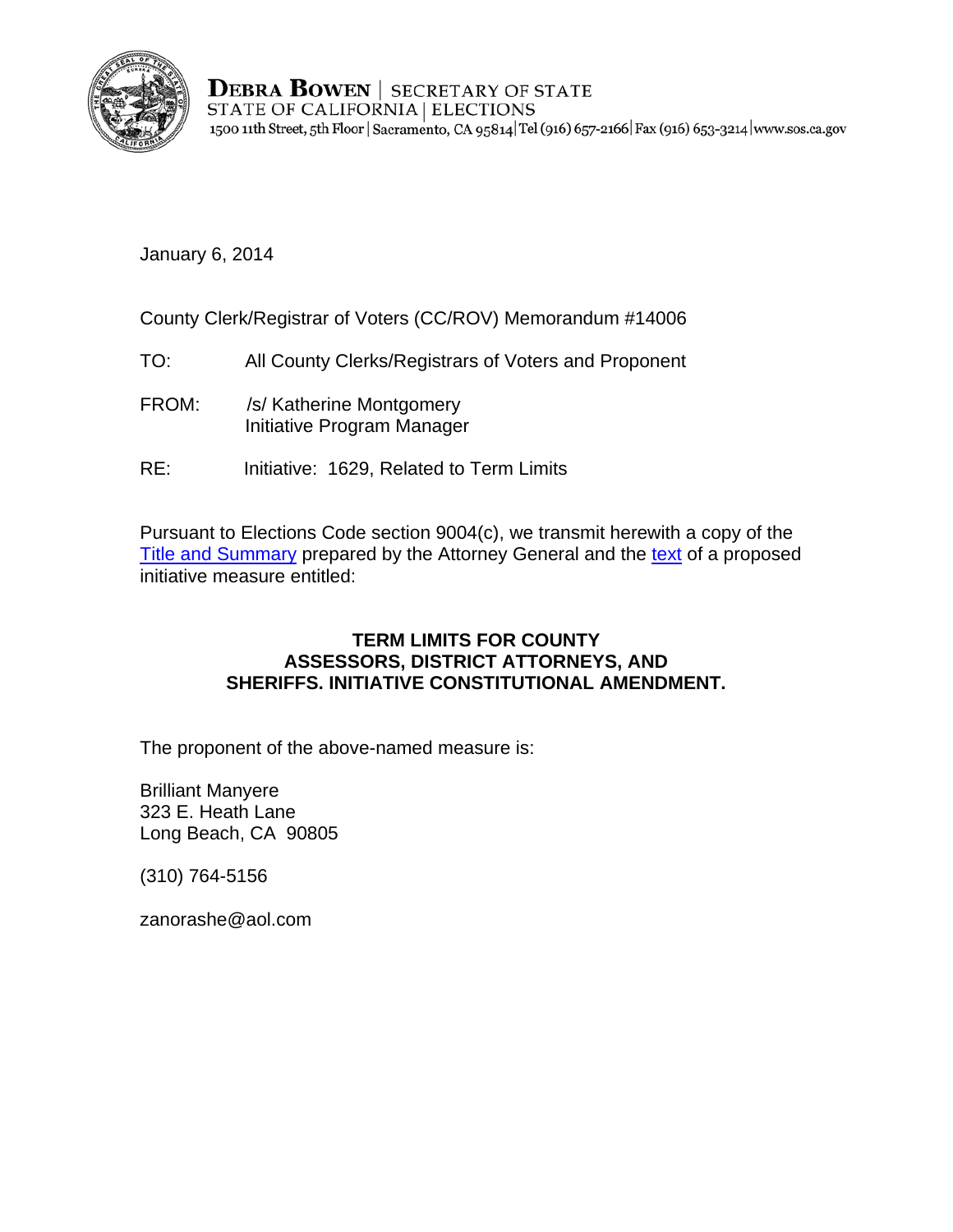**DEBRA BOWEN** | SECRETARY OF STATE
STATE OF CALIFORNIA | ELECTIONS
1500 11th Street, 5th Floor | Sacramento, CA 95814 | Tel (916) 657-2166 | Fax (916) 653-3214 | www.sos.ca.gov

January 6, 2014

County Clerk/Registrar of Voters (CC/ROV) Memorandum #14006

TO: All County Clerks/Registrars of Voters and Proponent

FROM: /s/ Katherine Montgomery
Initiative Program Manager

RE: Initiative: 1629, Related to Term Limits

Pursuant to Elections Code section 9004(c), we transmit herewith a copy of the Title and Summary prepared by the Attorney General and the text of a proposed initiative measure entitled:

**TERM LIMITS FOR COUNTY ASSESSORS, DISTRICT ATTORNEYS, AND SHERIFFS. INITIATIVE CONSTITUTIONAL AMENDMENT.**

The proponent of the above-named measure is:

Brilliant Manyere
323 E. Heath Lane
Long Beach, CA 90805

(310) 764-5156

zanorashe@aol.com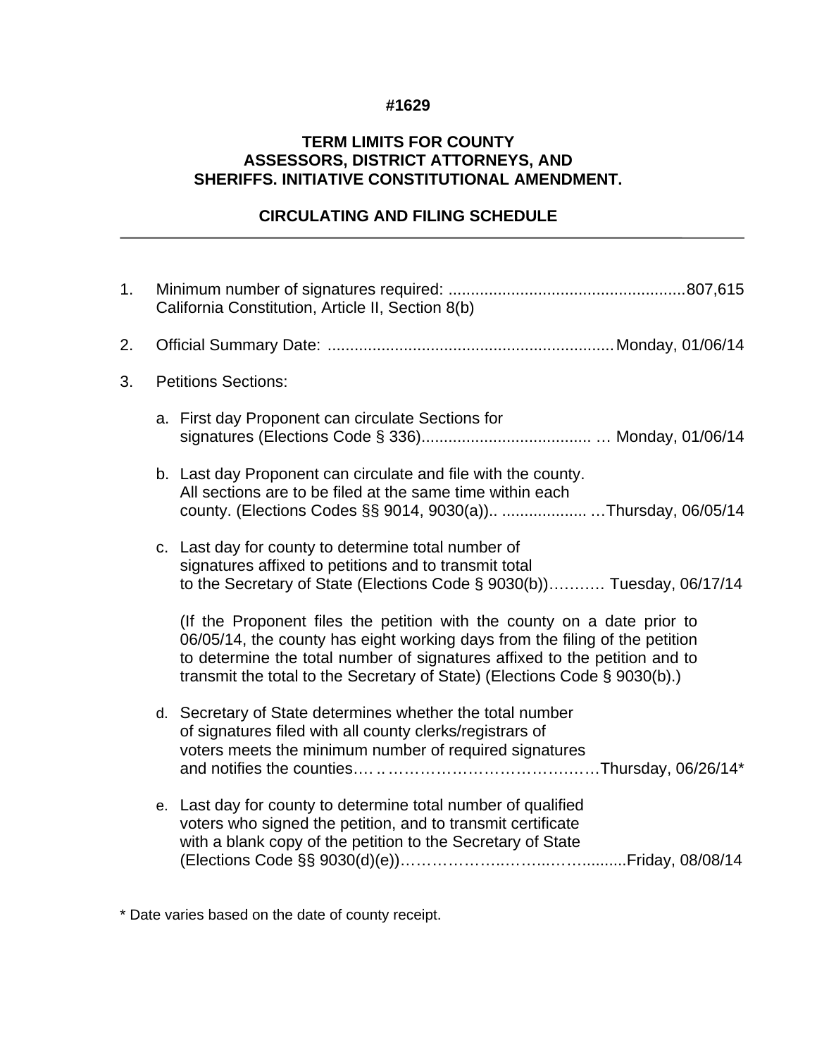**#1629**

# TERM LIMITS FOR COUNTY ASSESSORS, DISTRICT ATTORNEYS, AND SHERIFFS. INITIATIVE CONSTITUTIONAL AMENDMENT.

## CIRCULATING AND FILING SCHEDULE

1. Minimum number of signatures required: ....................................................807,615
   California Constitution, Article II, Section 8(b)

2. Official Summary Date: ................................................................Monday, 01/06/14

3. Petitions Sections:

   a. First day Proponent can circulate Sections for signatures (Elections Code § 336)...................................... … Monday, 01/06/14

   b. Last day Proponent can circulate and file with the county. All sections are to be filed at the same time within each county. (Elections Codes §§ 9014, 9030(a)).. ................... …Thursday, 06/05/14

   c. Last day for county to determine total number of signatures affixed to petitions and to transmit total to the Secretary of State (Elections Code § 9030(b))……….. Tuesday, 06/17/14

      (If the Proponent files the petition with the county on a date prior to 06/05/14, the county has eight working days from the filing of the petition to determine the total number of signatures affixed to the petition and to transmit the total to the Secretary of State) (Elections Code § 9030(b).)

   d. Secretary of State determines whether the total number of signatures filed with all county clerks/registrars of voters meets the minimum number of required signatures and notifies the counties…. ..…………………………………..Thursday, 06/26/14*

   e. Last day for county to determine total number of qualified voters who signed the petition, and to transmit certificate with a blank copy of the petition to the Secretary of State (Elections Code §§ 9030(d)(e))………………...……...…….........Friday, 08/08/14

\* Date varies based on the date of county receipt.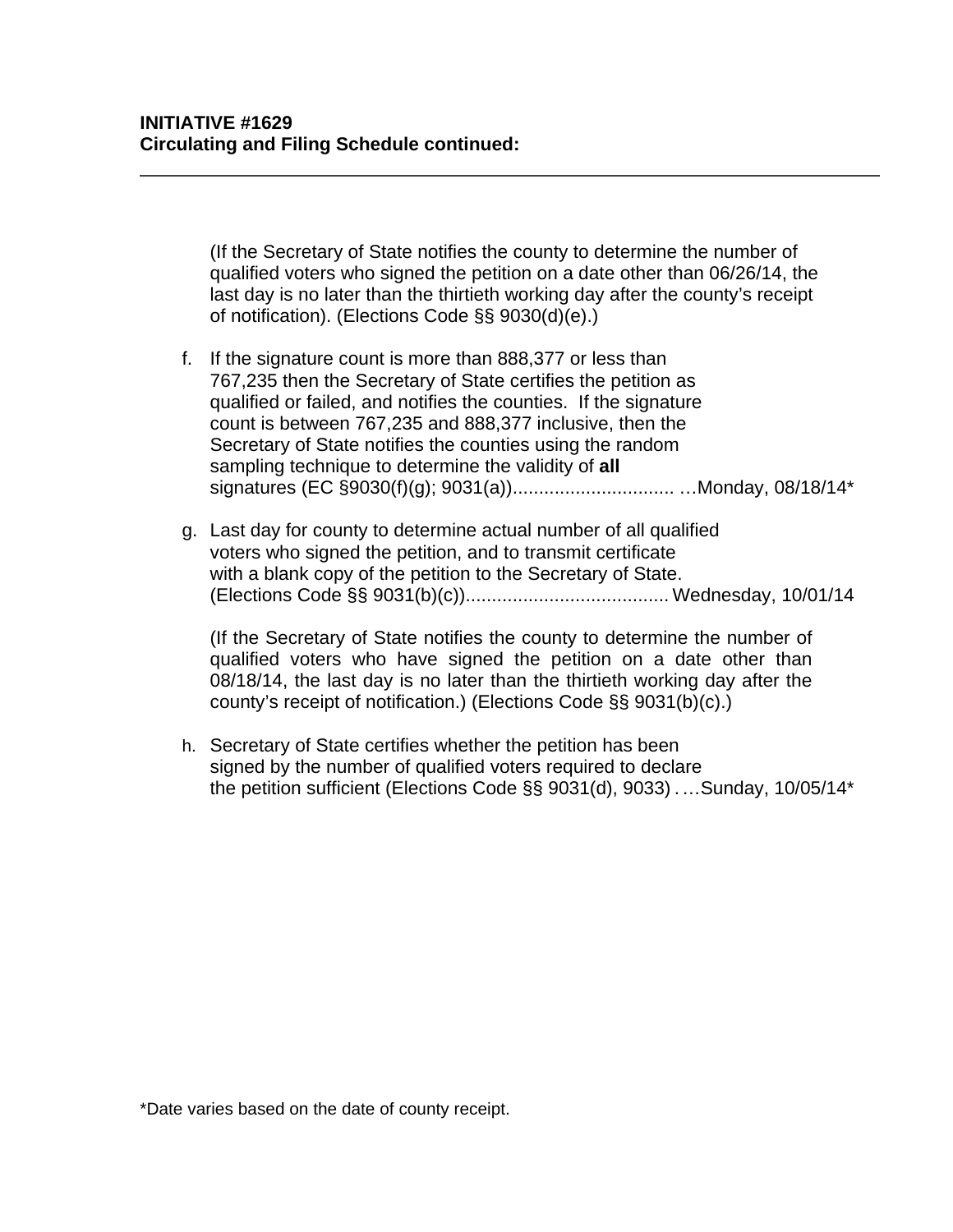**INITIATIVE #1629**
**Circulating and Filing Schedule continued:**

---

(If the Secretary of State notifies the county to determine the number of qualified voters who signed the petition on a date other than 06/26/14, the last day is no later than the thirtieth working day after the county's receipt of notification). (Elections Code §§ 9030(d)(e).)

f. If the signature count is more than 888,377 or less than 767,235 then the Secretary of State certifies the petition as qualified or failed, and notifies the counties. If the signature count is between 767,235 and 888,377 inclusive, then the Secretary of State notifies the counties using the random sampling technique to determine the validity of **all** signatures (EC §9030(f)(g); 9031(a))............................... …Monday, 08/18/14*

g. Last day for county to determine actual number of all qualified voters who signed the petition, and to transmit certificate with a blank copy of the petition to the Secretary of State. (Elections Code §§ 9031(b)(c))....................................... Wednesday, 10/01/14

   (If the Secretary of State notifies the county to determine the number of qualified voters who have signed the petition on a date other than 08/18/14, the last day is no later than the thirtieth working day after the county's receipt of notification.) (Elections Code §§ 9031(b)(c).)

h. Secretary of State certifies whether the petition has been signed by the number of qualified voters required to declare the petition sufficient (Elections Code §§ 9031(d), 9033) . …Sunday, 10/05/14*

*Date varies based on the date of county receipt.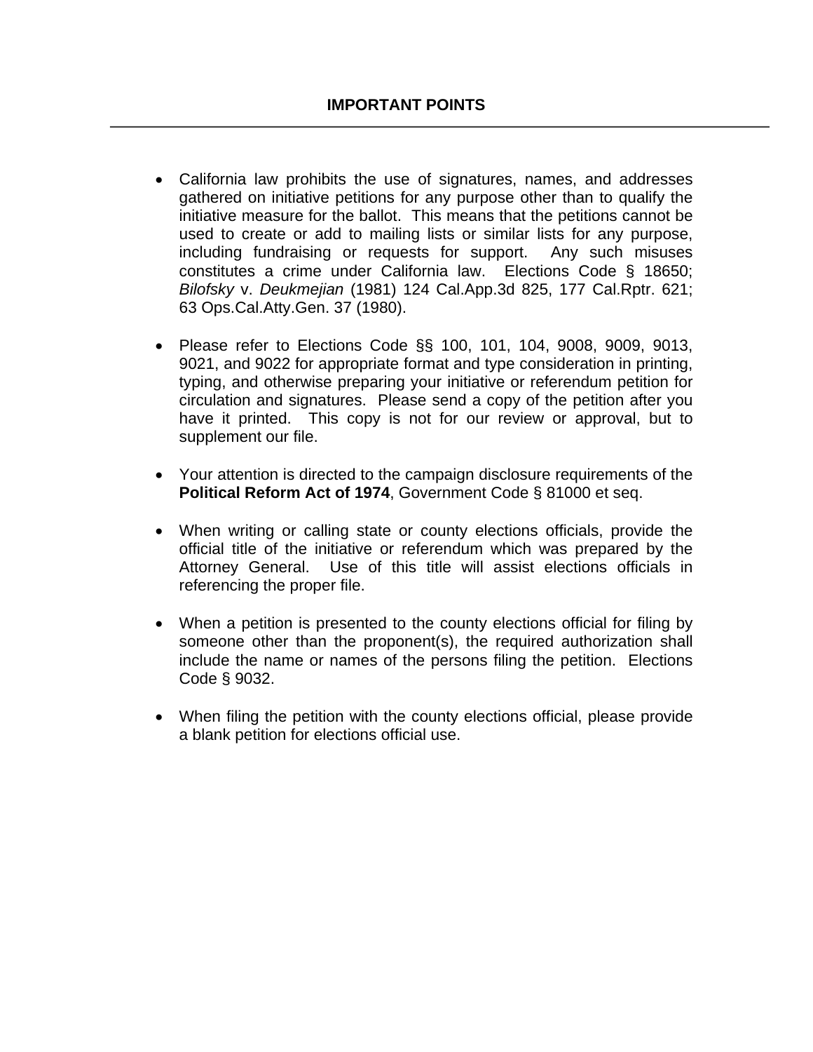## IMPORTANT POINTS

- California law prohibits the use of signatures, names, and addresses gathered on initiative petitions for any purpose other than to qualify the initiative measure for the ballot. This means that the petitions cannot be used to create or add to mailing lists or similar lists for any purpose, including fundraising or requests for support. Any such misuses constitutes a crime under California law. Elections Code § 18650; *Bilofsky* v. *Deukmejian* (1981) 124 Cal.App.3d 825, 177 Cal.Rptr. 621; 63 Ops.Cal.Atty.Gen. 37 (1980).

- Please refer to Elections Code §§ 100, 101, 104, 9008, 9009, 9013, 9021, and 9022 for appropriate format and type consideration in printing, typing, and otherwise preparing your initiative or referendum petition for circulation and signatures. Please send a copy of the petition after you have it printed. This copy is not for our review or approval, but to supplement our file.

- Your attention is directed to the campaign disclosure requirements of the **Political Reform Act of 1974**, Government Code § 81000 et seq.

- When writing or calling state or county elections officials, provide the official title of the initiative or referendum which was prepared by the Attorney General. Use of this title will assist elections officials in referencing the proper file.

- When a petition is presented to the county elections official for filing by someone other than the proponent(s), the required authorization shall include the name or names of the persons filing the petition. Elections Code § 9032.

- When filing the petition with the county elections official, please provide a blank petition for elections official use.